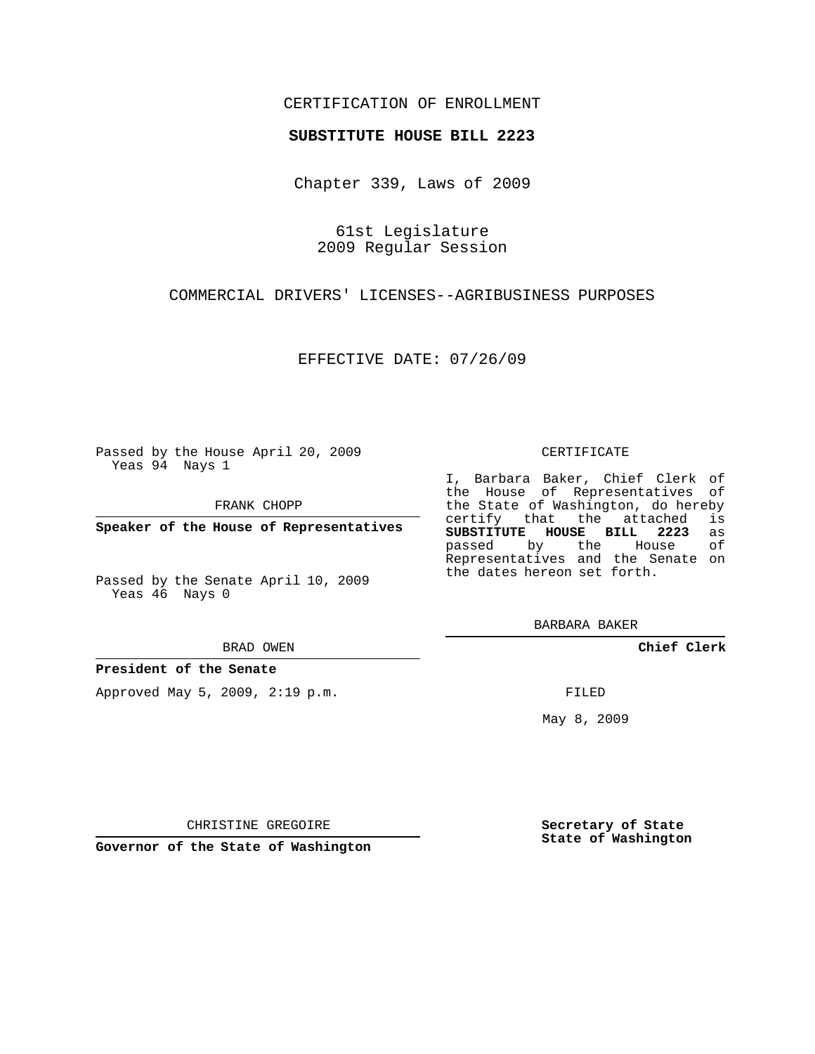CERTIFICATION OF ENROLLMENT

**SUBSTITUTE HOUSE BILL 2223**

Chapter 339, Laws of 2009

61st Legislature
2009 Regular Session

COMMERCIAL DRIVERS' LICENSES--AGRIBUSINESS PURPOSES

EFFECTIVE DATE: 07/26/09

Passed by the House April 20, 2009
Yeas 94 Nays 1

FRANK CHOPP

**Speaker of the House of Representatives**

Passed by the Senate April 10, 2009
Yeas 46 Nays 0

BRAD OWEN

**President of the Senate**

Approved May 5, 2009, 2:19 p.m.

CHRISTINE GREGOIRE

**Governor of the State of Washington**

CERTIFICATE

I, Barbara Baker, Chief Clerk of the House of Representatives of the State of Washington, do hereby certify that the attached is **SUBSTITUTE HOUSE BILL 2223** as passed by the House of Representatives and the Senate on the dates hereon set forth.

BARBARA BAKER

**Chief Clerk**

FILED

May 8, 2009

**Secretary of State**
**State of Washington**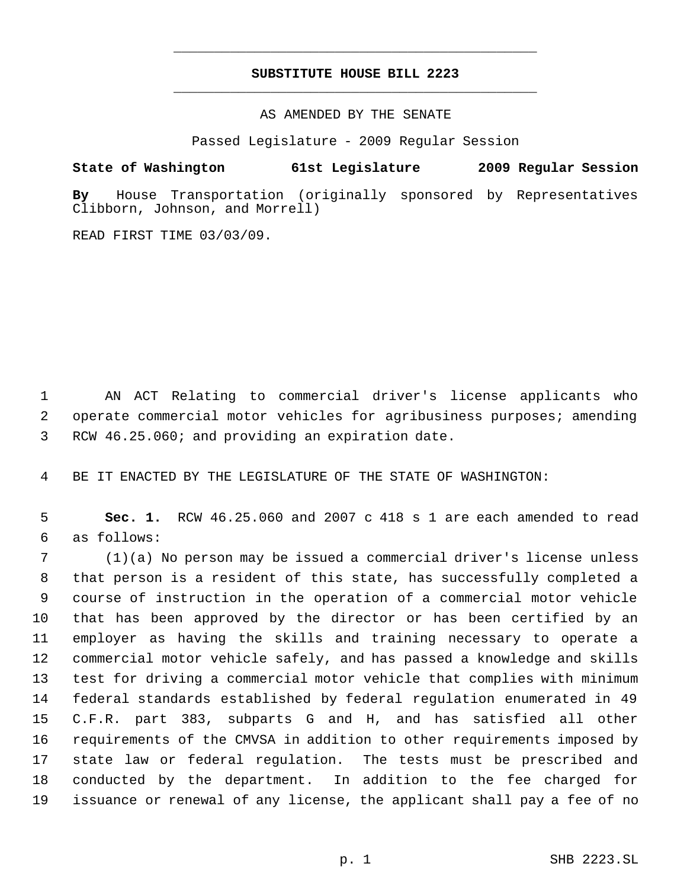# SUBSTITUTE HOUSE BILL 2223

AS AMENDED BY THE SENATE

Passed Legislature - 2009 Regular Session

**State of Washington 61st Legislature 2009 Regular Session**

**By** House Transportation (originally sponsored by Representatives Clibborn, Johnson, and Morrell)

READ FIRST TIME 03/03/09.

1 AN ACT Relating to commercial driver's license applicants who
2 operate commercial motor vehicles for agribusiness purposes; amending
3 RCW 46.25.060; and providing an expiration date.

4 BE IT ENACTED BY THE LEGISLATURE OF THE STATE OF WASHINGTON:

5 **Sec. 1.** RCW 46.25.060 and 2007 c 418 s 1 are each amended to read
6 as follows:

7 (1)(a) No person may be issued a commercial driver's license unless
8 that person is a resident of this state, has successfully completed a
9 course of instruction in the operation of a commercial motor vehicle
10 that has been approved by the director or has been certified by an
11 employer as having the skills and training necessary to operate a
12 commercial motor vehicle safely, and has passed a knowledge and skills
13 test for driving a commercial motor vehicle that complies with minimum
14 federal standards established by federal regulation enumerated in 49
15 C.F.R. part 383, subparts G and H, and has satisfied all other
16 requirements of the CMVSA in addition to other requirements imposed by
17 state law or federal regulation. The tests must be prescribed and
18 conducted by the department. In addition to the fee charged for
19 issuance or renewal of any license, the applicant shall pay a fee of no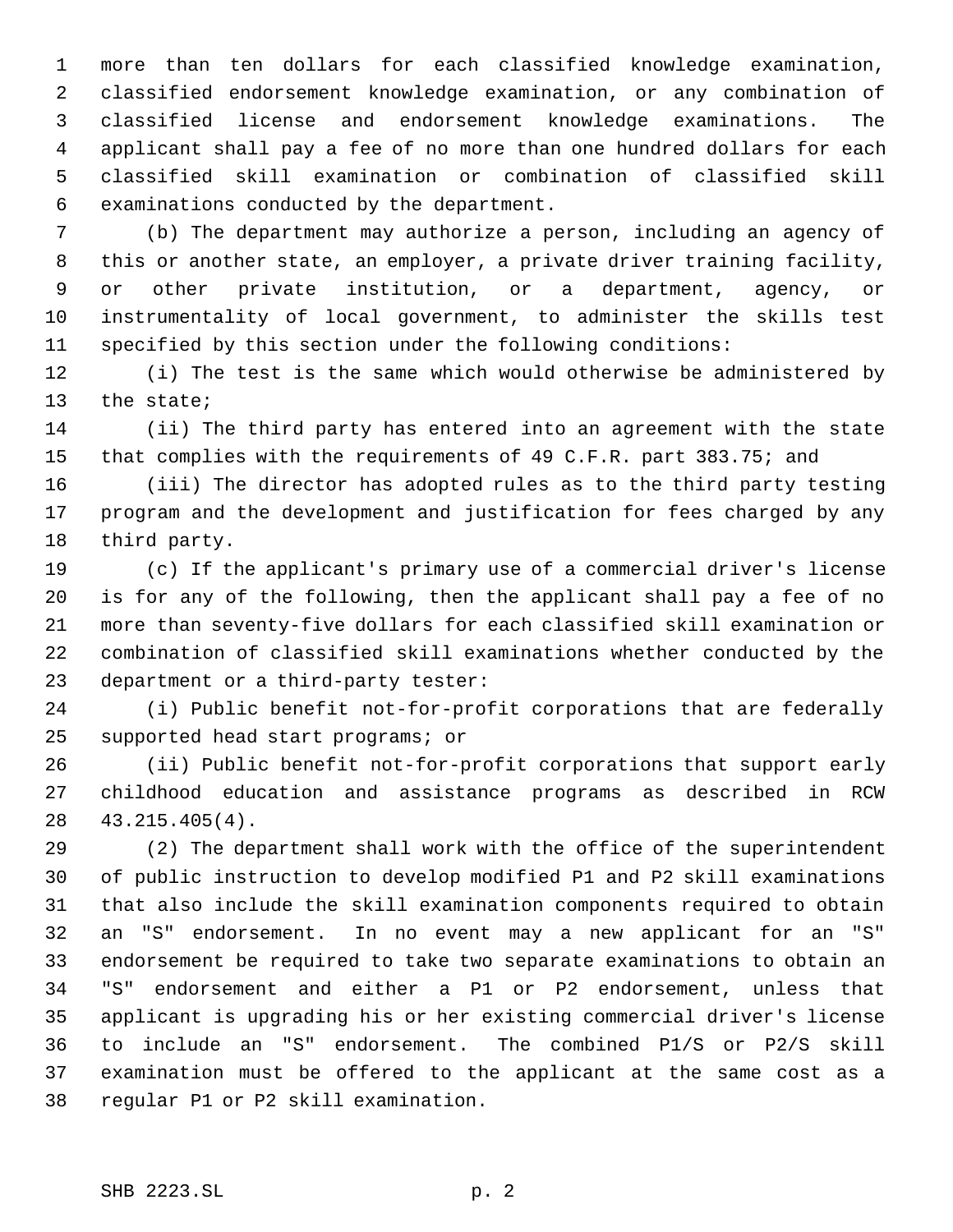more than ten dollars for each classified knowledge examination, classified endorsement knowledge examination, or any combination of classified license and endorsement knowledge examinations. The applicant shall pay a fee of no more than one hundred dollars for each classified skill examination or combination of classified skill examinations conducted by the department.

(b) The department may authorize a person, including an agency of this or another state, an employer, a private driver training facility, or other private institution, or a department, agency, or instrumentality of local government, to administer the skills test specified by this section under the following conditions:

(i) The test is the same which would otherwise be administered by the state;

(ii) The third party has entered into an agreement with the state that complies with the requirements of 49 C.F.R. part 383.75; and

(iii) The director has adopted rules as to the third party testing program and the development and justification for fees charged by any third party.

(c) If the applicant's primary use of a commercial driver's license is for any of the following, then the applicant shall pay a fee of no more than seventy-five dollars for each classified skill examination or combination of classified skill examinations whether conducted by the department or a third-party tester:

(i) Public benefit not-for-profit corporations that are federally supported head start programs; or

(ii) Public benefit not-for-profit corporations that support early childhood education and assistance programs as described in RCW 43.215.405(4).

(2) The department shall work with the office of the superintendent of public instruction to develop modified P1 and P2 skill examinations that also include the skill examination components required to obtain an "S" endorsement. In no event may a new applicant for an "S" endorsement be required to take two separate examinations to obtain an "S" endorsement and either a P1 or P2 endorsement, unless that applicant is upgrading his or her existing commercial driver's license to include an "S" endorsement. The combined P1/S or P2/S skill examination must be offered to the applicant at the same cost as a regular P1 or P2 skill examination.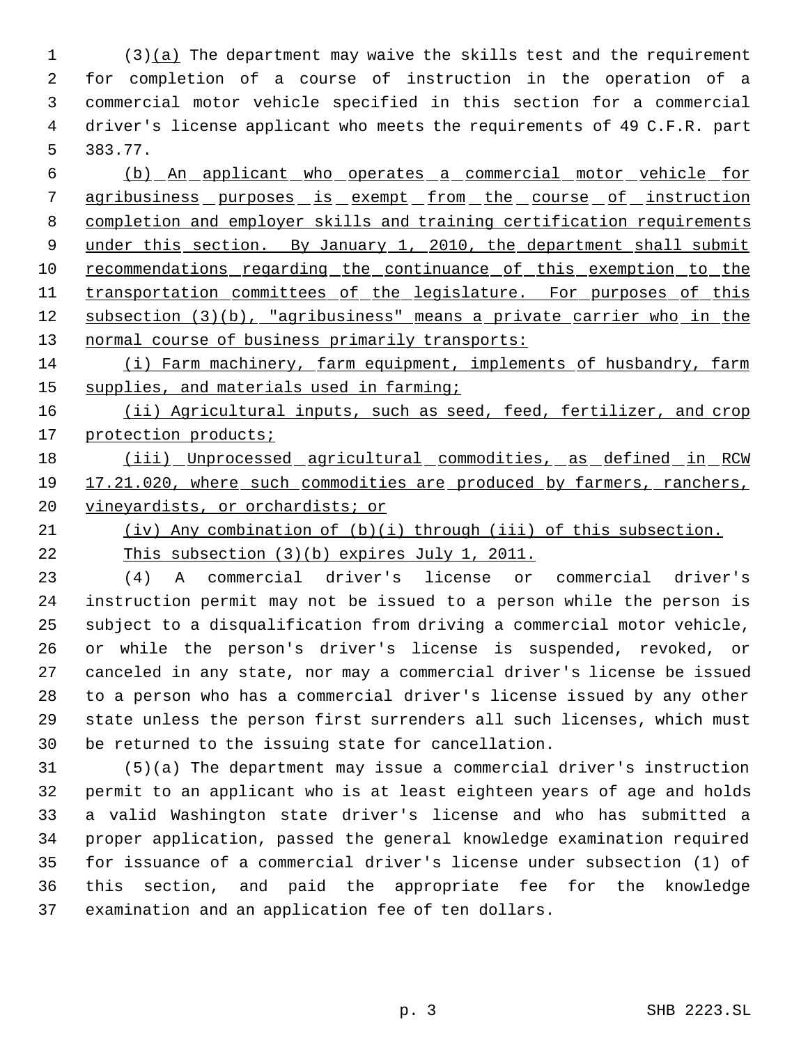(3)(a) The department may waive the skills test and the requirement for completion of a course of instruction in the operation of a commercial motor vehicle specified in this section for a commercial driver's license applicant who meets the requirements of 49 C.F.R. part 383.77.

(b) An applicant who operates a commercial motor vehicle for agribusiness purposes is exempt from the course of instruction completion and employer skills and training certification requirements under this section. By January 1, 2010, the department shall submit recommendations regarding the continuance of this exemption to the transportation committees of the legislature. For purposes of this subsection (3)(b), "agribusiness" means a private carrier who in the normal course of business primarily transports:

(i) Farm machinery, farm equipment, implements of husbandry, farm supplies, and materials used in farming;

(ii) Agricultural inputs, such as seed, feed, fertilizer, and crop protection products;

(iii) Unprocessed agricultural commodities, as defined in RCW 17.21.020, where such commodities are produced by farmers, ranchers, vineyardists, or orchardists; or

(iv) Any combination of (b)(i) through (iii) of this subsection.

This subsection (3)(b) expires July 1, 2011.

(4) A commercial driver's license or commercial driver's instruction permit may not be issued to a person while the person is subject to a disqualification from driving a commercial motor vehicle, or while the person's driver's license is suspended, revoked, or canceled in any state, nor may a commercial driver's license be issued to a person who has a commercial driver's license issued by any other state unless the person first surrenders all such licenses, which must be returned to the issuing state for cancellation.

(5)(a) The department may issue a commercial driver's instruction permit to an applicant who is at least eighteen years of age and holds a valid Washington state driver's license and who has submitted a proper application, passed the general knowledge examination required for issuance of a commercial driver's license under subsection (1) of this section, and paid the appropriate fee for the knowledge examination and an application fee of ten dollars.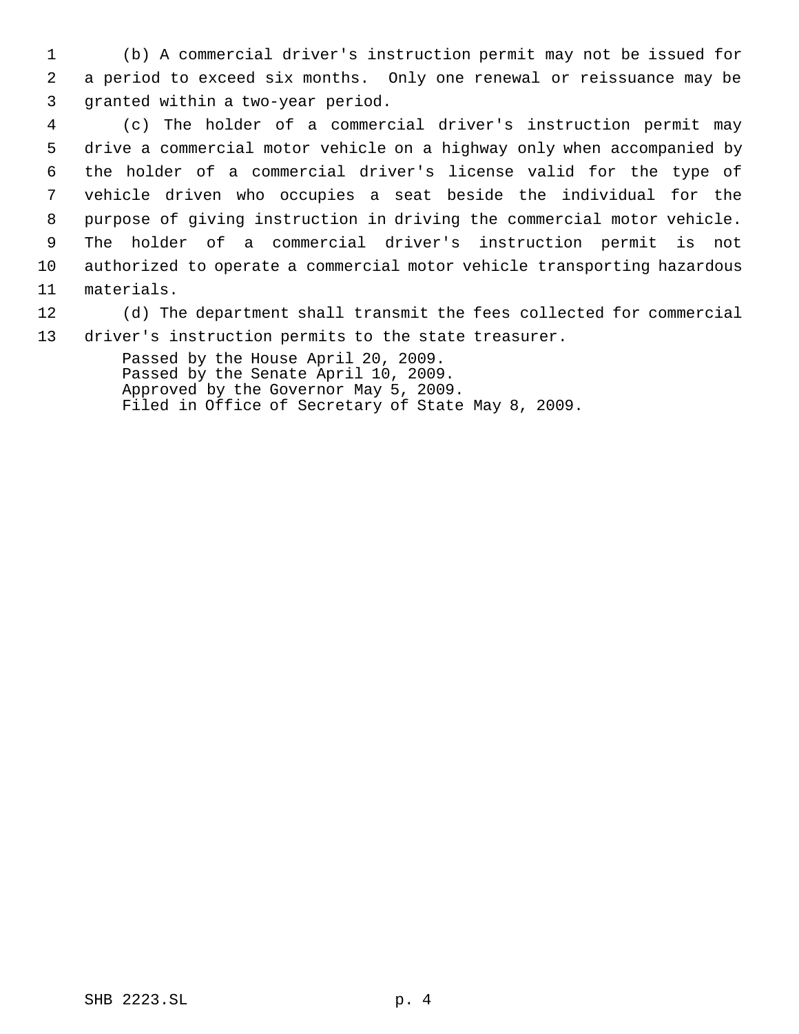(b) A commercial driver's instruction permit may not be issued for a period to exceed six months. Only one renewal or reissuance may be granted within a two-year period.

(c) The holder of a commercial driver's instruction permit may drive a commercial motor vehicle on a highway only when accompanied by the holder of a commercial driver's license valid for the type of vehicle driven who occupies a seat beside the individual for the purpose of giving instruction in driving the commercial motor vehicle. The holder of a commercial driver's instruction permit is not authorized to operate a commercial motor vehicle transporting hazardous materials.

(d) The department shall transmit the fees collected for commercial driver's instruction permits to the state treasurer.

Passed by the House April 20, 2009.
Passed by the Senate April 10, 2009.
Approved by the Governor May 5, 2009.
Filed in Office of Secretary of State May 8, 2009.